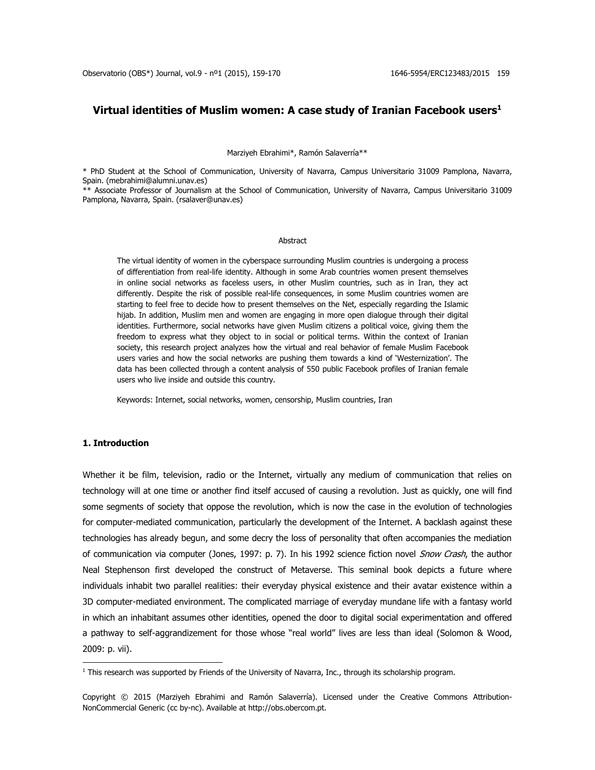# Virtual identities of Muslim women: A case study of Iranian Facebook users[1]

Marziyeh Ebrahimi*, Ramón Salaverría**

\* PhD Student at the School of Communication, University of Navarra, Campus Universitario 31009 Pamplona, Navarra, Spain. (mebrahimi@alumni.unav.es)

** Associate Professor of Journalism at the School of Communication, University of Navarra, Campus Universitario 31009 Pamplona, Navarra, Spain. (rsalaver@unav.es)

## Abstract

The virtual identity of women in the cyberspace surrounding Muslim countries is undergoing a process of differentiation from real-life identity. Although in some Arab countries women present themselves in online social networks as faceless users, in other Muslim countries, such as in Iran, they act differently. Despite the risk of possible real-life consequences, in some Muslim countries women are starting to feel free to decide how to present themselves on the Net, especially regarding the Islamic hijab. In addition, Muslim men and women are engaging in more open dialogue through their digital identities. Furthermore, social networks have given Muslim citizens a political voice, giving them the freedom to express what they object to in social or political terms. Within the context of Iranian society, this research project analyzes how the virtual and real behavior of female Muslim Facebook users varies and how the social networks are pushing them towards a kind of 'Westernization'. The data has been collected through a content analysis of 550 public Facebook profiles of Iranian female users who live inside and outside this country.

Keywords: Internet, social networks, women, censorship, Muslim countries, Iran

## 1. Introduction

Whether it be film, television, radio or the Internet, virtually any medium of communication that relies on technology will at one time or another find itself accused of causing a revolution. Just as quickly, one will find some segments of society that oppose the revolution, which is now the case in the evolution of technologies for computer-mediated communication, particularly the development of the Internet. A backlash against these technologies has already begun, and some decry the loss of personality that often accompanies the mediation of communication via computer (Jones, 1997: p. 7). In his 1992 science fiction novel *Snow Crash*, the author Neal Stephenson first developed the construct of Metaverse. This seminal book depicts a future where individuals inhabit two parallel realities: their everyday physical existence and their avatar existence within a 3D computer-mediated environment. The complicated marriage of everyday mundane life with a fantasy world in which an inhabitant assumes other identities, opened the door to digital social experimentation and offered a pathway to self-aggrandizement for those whose "real world" lives are less than ideal (Solomon & Wood, 2009: p. vii).

[1] This research was supported by Friends of the University of Navarra, Inc., through its scholarship program.

Copyright © 2015 (Marziyeh Ebrahimi and Ramón Salaverría). Licensed under the Creative Commons Attribution-NonCommercial Generic (cc by-nc). Available at http://obs.obercom.pt.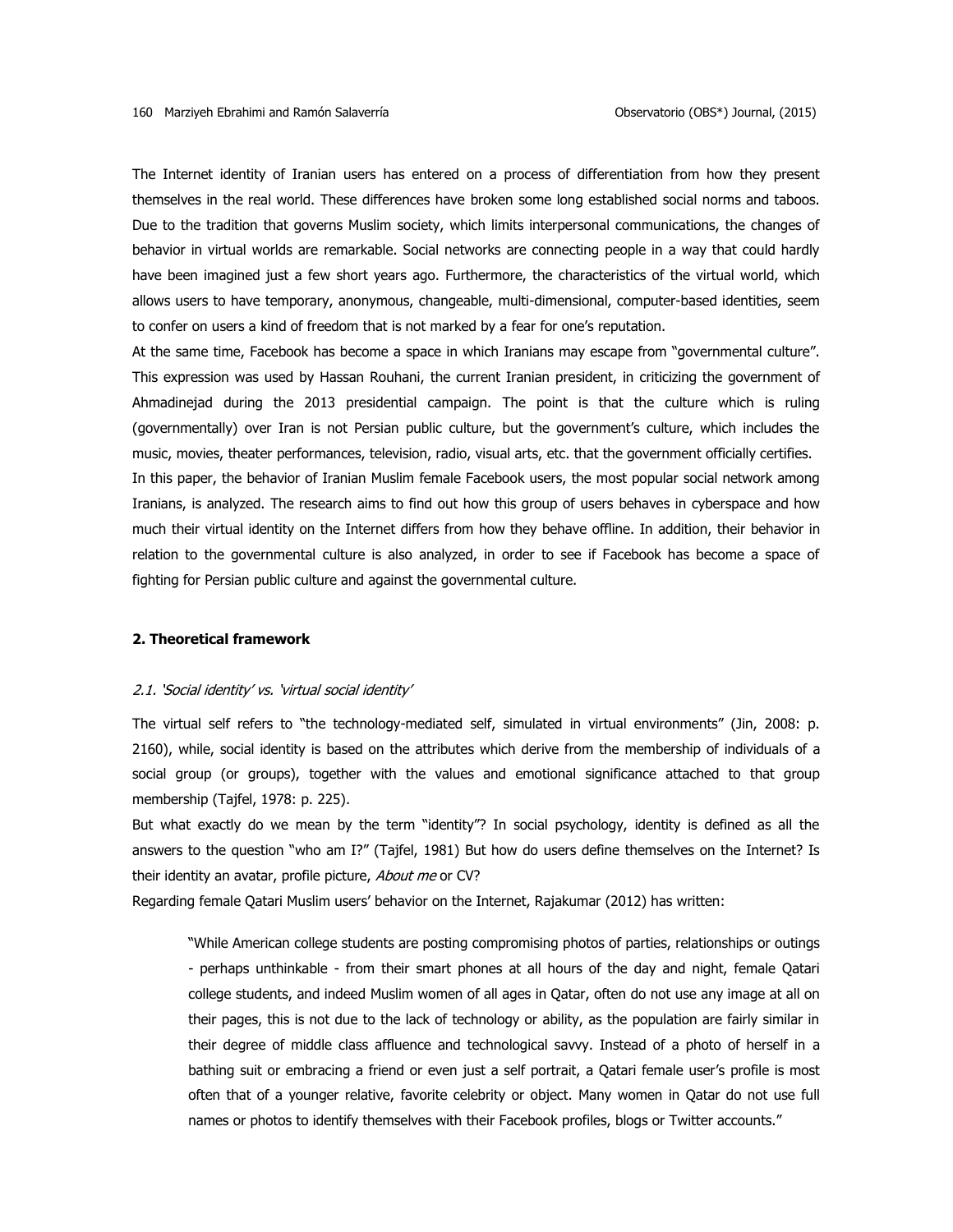The Internet identity of Iranian users has entered on a process of differentiation from how they present themselves in the real world. These differences have broken some long established social norms and taboos. Due to the tradition that governs Muslim society, which limits interpersonal communications, the changes of behavior in virtual worlds are remarkable. Social networks are connecting people in a way that could hardly have been imagined just a few short years ago. Furthermore, the characteristics of the virtual world, which allows users to have temporary, anonymous, changeable, multi-dimensional, computer-based identities, seem to confer on users a kind of freedom that is not marked by a fear for one's reputation.

At the same time, Facebook has become a space in which Iranians may escape from "governmental culture". This expression was used by Hassan Rouhani, the current Iranian president, in criticizing the government of Ahmadinejad during the 2013 presidential campaign. The point is that the culture which is ruling (governmentally) over Iran is not Persian public culture, but the government's culture, which includes the music, movies, theater performances, television, radio, visual arts, etc. that the government officially certifies.

In this paper, the behavior of Iranian Muslim female Facebook users, the most popular social network among Iranians, is analyzed. The research aims to find out how this group of users behaves in cyberspace and how much their virtual identity on the Internet differs from how they behave offline. In addition, their behavior in relation to the governmental culture is also analyzed, in order to see if Facebook has become a space of fighting for Persian public culture and against the governmental culture.

## 2. Theoretical framework

### *2.1. 'Social identity' vs. 'virtual social identity'*

The virtual self refers to "the technology-mediated self, simulated in virtual environments" (Jin, 2008: p. 2160), while, social identity is based on the attributes which derive from the membership of individuals of a social group (or groups), together with the values and emotional significance attached to that group membership (Tajfel, 1978: p. 225).

But what exactly do we mean by the term "identity"? In social psychology, identity is defined as all the answers to the question "who am I?" (Tajfel, 1981) But how do users define themselves on the Internet? Is their identity an avatar, profile picture, *About me* or CV?

Regarding female Qatari Muslim users' behavior on the Internet, Rajakumar (2012) has written:

> "While American college students are posting compromising photos of parties, relationships or outings - perhaps unthinkable - from their smart phones at all hours of the day and night, female Qatari college students, and indeed Muslim women of all ages in Qatar, often do not use any image at all on their pages, this is not due to the lack of technology or ability, as the population are fairly similar in their degree of middle class affluence and technological savvy. Instead of a photo of herself in a bathing suit or embracing a friend or even just a self portrait, a Qatari female user's profile is most often that of a younger relative, favorite celebrity or object. Many women in Qatar do not use full names or photos to identify themselves with their Facebook profiles, blogs or Twitter accounts."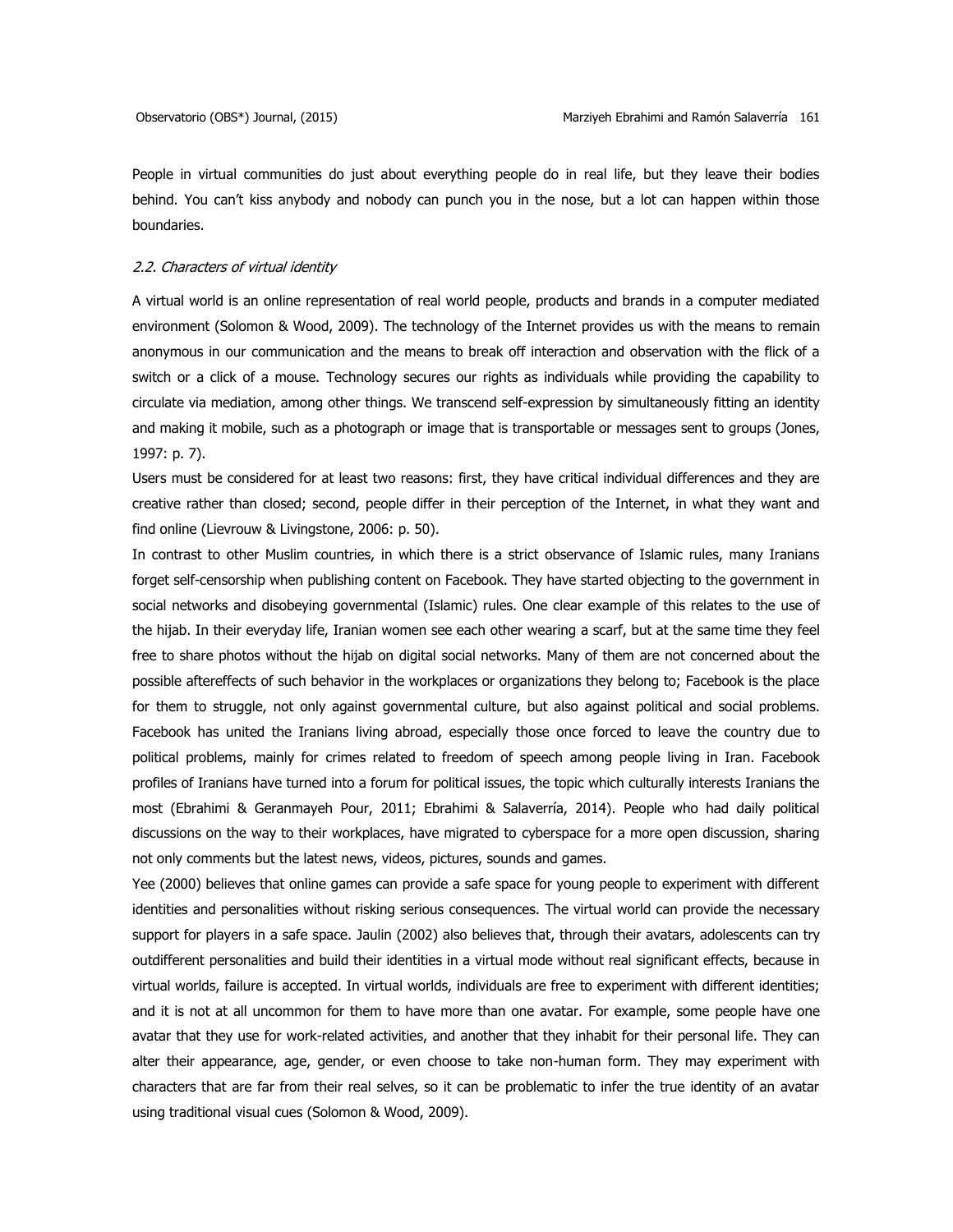People in virtual communities do just about everything people do in real life, but they leave their bodies behind. You can't kiss anybody and nobody can punch you in the nose, but a lot can happen within those boundaries.

### *2.2. Characters of virtual identity*

A virtual world is an online representation of real world people, products and brands in a computer mediated environment (Solomon & Wood, 2009). The technology of the Internet provides us with the means to remain anonymous in our communication and the means to break off interaction and observation with the flick of a switch or a click of a mouse. Technology secures our rights as individuals while providing the capability to circulate via mediation, among other things. We transcend self-expression by simultaneously fitting an identity and making it mobile, such as a photograph or image that is transportable or messages sent to groups (Jones, 1997: p. 7).

Users must be considered for at least two reasons: first, they have critical individual differences and they are creative rather than closed; second, people differ in their perception of the Internet, in what they want and find online (Lievrouw & Livingstone, 2006: p. 50).

In contrast to other Muslim countries, in which there is a strict observance of Islamic rules, many Iranians forget self-censorship when publishing content on Facebook. They have started objecting to the government in social networks and disobeying governmental (Islamic) rules. One clear example of this relates to the use of the hijab. In their everyday life, Iranian women see each other wearing a scarf, but at the same time they feel free to share photos without the hijab on digital social networks. Many of them are not concerned about the possible aftereffects of such behavior in the workplaces or organizations they belong to; Facebook is the place for them to struggle, not only against governmental culture, but also against political and social problems. Facebook has united the Iranians living abroad, especially those once forced to leave the country due to political problems, mainly for crimes related to freedom of speech among people living in Iran. Facebook profiles of Iranians have turned into a forum for political issues, the topic which culturally interests Iranians the most (Ebrahimi & Geranmayeh Pour, 2011; Ebrahimi & Salaverría, 2014). People who had daily political discussions on the way to their workplaces, have migrated to cyberspace for a more open discussion, sharing not only comments but the latest news, videos, pictures, sounds and games.

Yee (2000) believes that online games can provide a safe space for young people to experiment with different identities and personalities without risking serious consequences. The virtual world can provide the necessary support for players in a safe space. Jaulin (2002) also believes that, through their avatars, adolescents can try outdifferent personalities and build their identities in a virtual mode without real significant effects, because in virtual worlds, failure is accepted. In virtual worlds, individuals are free to experiment with different identities; and it is not at all uncommon for them to have more than one avatar. For example, some people have one avatar that they use for work-related activities, and another that they inhabit for their personal life. They can alter their appearance, age, gender, or even choose to take non-human form. They may experiment with characters that are far from their real selves, so it can be problematic to infer the true identity of an avatar using traditional visual cues (Solomon & Wood, 2009).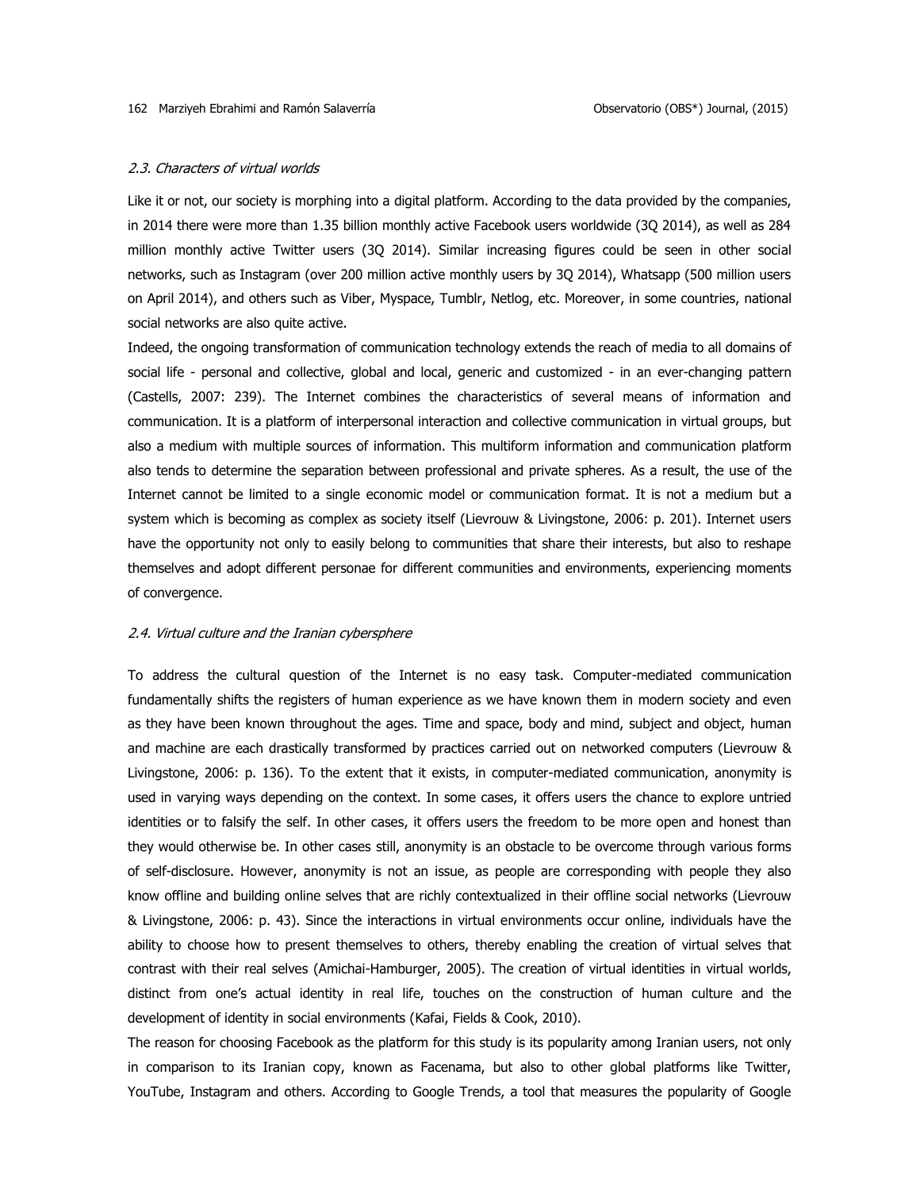### *2.3. Characters of virtual worlds*

Like it or not, our society is morphing into a digital platform. According to the data provided by the companies, in 2014 there were more than 1.35 billion monthly active Facebook users worldwide (3Q 2014), as well as 284 million monthly active Twitter users (3Q 2014). Similar increasing figures could be seen in other social networks, such as Instagram (over 200 million active monthly users by 3Q 2014), Whatsapp (500 million users on April 2014), and others such as Viber, Myspace, Tumblr, Netlog, etc. Moreover, in some countries, national social networks are also quite active.

Indeed, the ongoing transformation of communication technology extends the reach of media to all domains of social life - personal and collective, global and local, generic and customized - in an ever-changing pattern (Castells, 2007: 239). The Internet combines the characteristics of several means of information and communication. It is a platform of interpersonal interaction and collective communication in virtual groups, but also a medium with multiple sources of information. This multiform information and communication platform also tends to determine the separation between professional and private spheres. As a result, the use of the Internet cannot be limited to a single economic model or communication format. It is not a medium but a system which is becoming as complex as society itself (Lievrouw & Livingstone, 2006: p. 201). Internet users have the opportunity not only to easily belong to communities that share their interests, but also to reshape themselves and adopt different personae for different communities and environments, experiencing moments of convergence.

### *2.4. Virtual culture and the Iranian cybersphere*

To address the cultural question of the Internet is no easy task. Computer-mediated communication fundamentally shifts the registers of human experience as we have known them in modern society and even as they have been known throughout the ages. Time and space, body and mind, subject and object, human and machine are each drastically transformed by practices carried out on networked computers (Lievrouw & Livingstone, 2006: p. 136). To the extent that it exists, in computer-mediated communication, anonymity is used in varying ways depending on the context. In some cases, it offers users the chance to explore untried identities or to falsify the self. In other cases, it offers users the freedom to be more open and honest than they would otherwise be. In other cases still, anonymity is an obstacle to be overcome through various forms of self-disclosure. However, anonymity is not an issue, as people are corresponding with people they also know offline and building online selves that are richly contextualized in their offline social networks (Lievrouw & Livingstone, 2006: p. 43). Since the interactions in virtual environments occur online, individuals have the ability to choose how to present themselves to others, thereby enabling the creation of virtual selves that contrast with their real selves (Amichai-Hamburger, 2005). The creation of virtual identities in virtual worlds, distinct from one's actual identity in real life, touches on the construction of human culture and the development of identity in social environments (Kafai, Fields & Cook, 2010).

The reason for choosing Facebook as the platform for this study is its popularity among Iranian users, not only in comparison to its Iranian copy, known as Facenama, but also to other global platforms like Twitter, YouTube, Instagram and others. According to Google Trends, a tool that measures the popularity of Google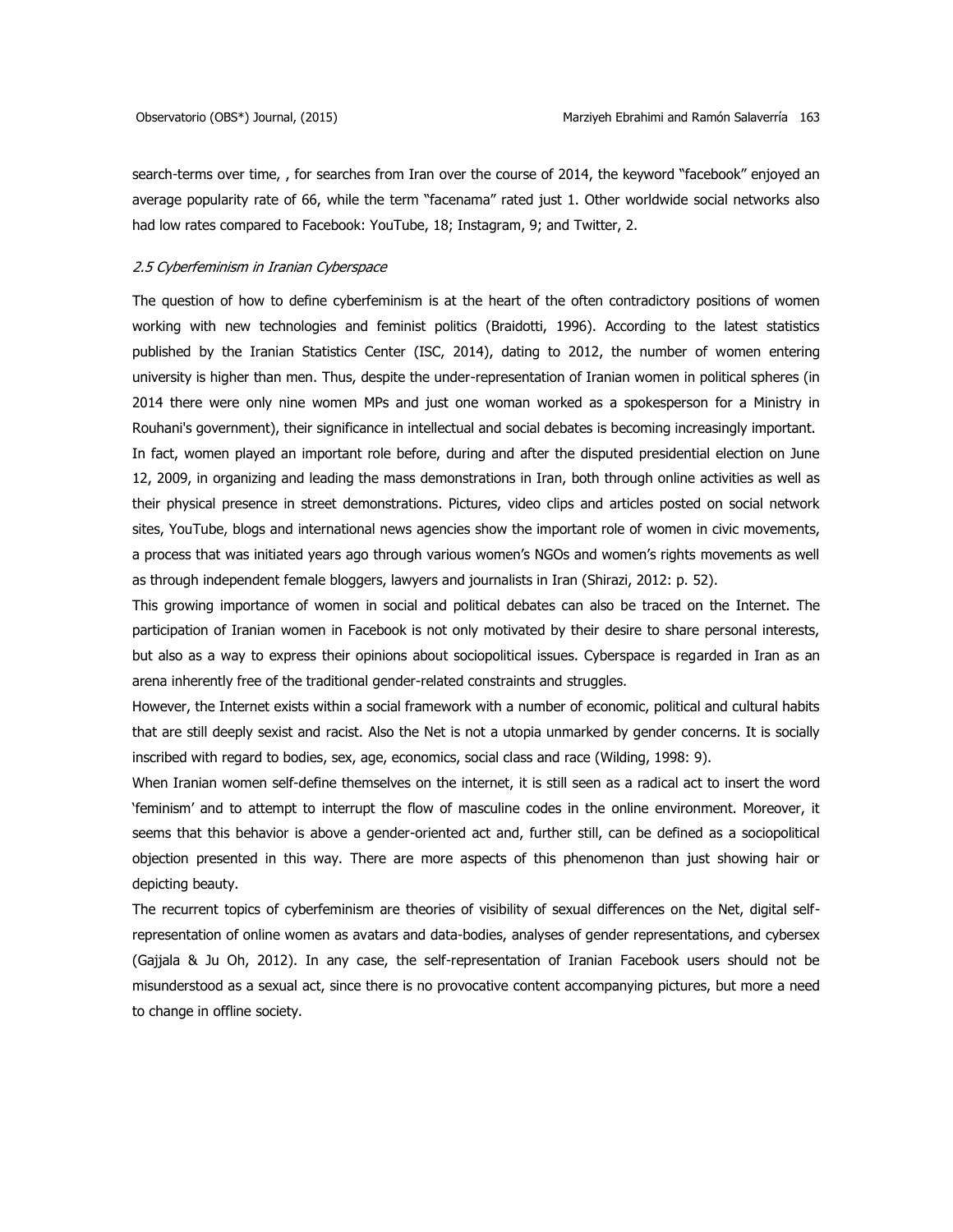search-terms over time, , for searches from Iran over the course of 2014, the keyword "facebook" enjoyed an average popularity rate of 66, while the term "facenama" rated just 1. Other worldwide social networks also had low rates compared to Facebook: YouTube, 18; Instagram, 9; and Twitter, 2.

### *2.5 Cyberfeminism in Iranian Cyberspace*

The question of how to define cyberfeminism is at the heart of the often contradictory positions of women working with new technologies and feminist politics (Braidotti, 1996). According to the latest statistics published by the Iranian Statistics Center (ISC, 2014), dating to 2012, the number of women entering university is higher than men. Thus, despite the under-representation of Iranian women in political spheres (in 2014 there were only nine women MPs and just one woman worked as a spokesperson for a Ministry in Rouhani's government), their significance in intellectual and social debates is becoming increasingly important.

In fact, women played an important role before, during and after the disputed presidential election on June 12, 2009, in organizing and leading the mass demonstrations in Iran, both through online activities as well as their physical presence in street demonstrations. Pictures, video clips and articles posted on social network sites, YouTube, blogs and international news agencies show the important role of women in civic movements, a process that was initiated years ago through various women's NGOs and women's rights movements as well as through independent female bloggers, lawyers and journalists in Iran (Shirazi, 2012: p. 52).

This growing importance of women in social and political debates can also be traced on the Internet. The participation of Iranian women in Facebook is not only motivated by their desire to share personal interests, but also as a way to express their opinions about sociopolitical issues. Cyberspace is regarded in Iran as an arena inherently free of the traditional gender-related constraints and struggles.

However, the Internet exists within a social framework with a number of economic, political and cultural habits that are still deeply sexist and racist. Also the Net is not a utopia unmarked by gender concerns. It is socially inscribed with regard to bodies, sex, age, economics, social class and race (Wilding, 1998: 9).

When Iranian women self-define themselves on the internet, it is still seen as a radical act to insert the word 'feminism' and to attempt to interrupt the flow of masculine codes in the online environment. Moreover, it seems that this behavior is above a gender-oriented act and, further still, can be defined as a sociopolitical objection presented in this way. There are more aspects of this phenomenon than just showing hair or depicting beauty.

The recurrent topics of cyberfeminism are theories of visibility of sexual differences on the Net, digital self-representation of online women as avatars and data-bodies, analyses of gender representations, and cybersex (Gajjala & Ju Oh, 2012). In any case, the self-representation of Iranian Facebook users should not be misunderstood as a sexual act, since there is no provocative content accompanying pictures, but more a need to change in offline society.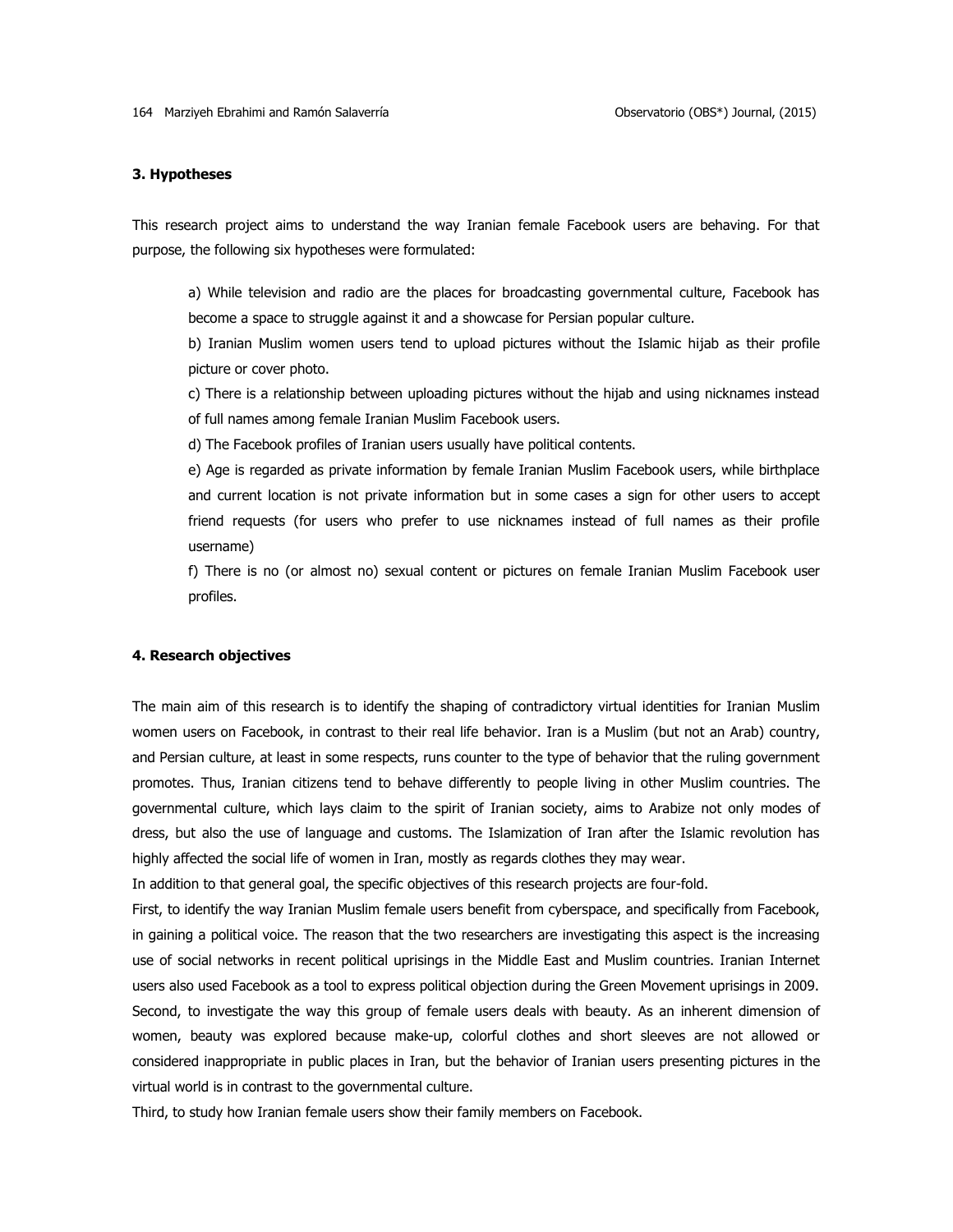## 3. Hypotheses

This research project aims to understand the way Iranian female Facebook users are behaving. For that purpose, the following six hypotheses were formulated:

> a) While television and radio are the places for broadcasting governmental culture, Facebook has become a space to struggle against it and a showcase for Persian popular culture.
>
> b) Iranian Muslim women users tend to upload pictures without the Islamic hijab as their profile picture or cover photo.
>
> c) There is a relationship between uploading pictures without the hijab and using nicknames instead of full names among female Iranian Muslim Facebook users.
>
> d) The Facebook profiles of Iranian users usually have political contents.
>
> e) Age is regarded as private information by female Iranian Muslim Facebook users, while birthplace and current location is not private information but in some cases a sign for other users to accept friend requests (for users who prefer to use nicknames instead of full names as their profile username)
>
> f) There is no (or almost no) sexual content or pictures on female Iranian Muslim Facebook user profiles.

## 4. Research objectives

The main aim of this research is to identify the shaping of contradictory virtual identities for Iranian Muslim women users on Facebook, in contrast to their real life behavior. Iran is a Muslim (but not an Arab) country, and Persian culture, at least in some respects, runs counter to the type of behavior that the ruling government promotes. Thus, Iranian citizens tend to behave differently to people living in other Muslim countries. The governmental culture, which lays claim to the spirit of Iranian society, aims to Arabize not only modes of dress, but also the use of language and customs. The Islamization of Iran after the Islamic revolution has highly affected the social life of women in Iran, mostly as regards clothes they may wear.

In addition to that general goal, the specific objectives of this research projects are four-fold.

First, to identify the way Iranian Muslim female users benefit from cyberspace, and specifically from Facebook, in gaining a political voice. The reason that the two researchers are investigating this aspect is the increasing use of social networks in recent political uprisings in the Middle East and Muslim countries. Iranian Internet users also used Facebook as a tool to express political objection during the Green Movement uprisings in 2009.

Second, to investigate the way this group of female users deals with beauty. As an inherent dimension of women, beauty was explored because make-up, colorful clothes and short sleeves are not allowed or considered inappropriate in public places in Iran, but the behavior of Iranian users presenting pictures in the virtual world is in contrast to the governmental culture.

Third, to study how Iranian female users show their family members on Facebook.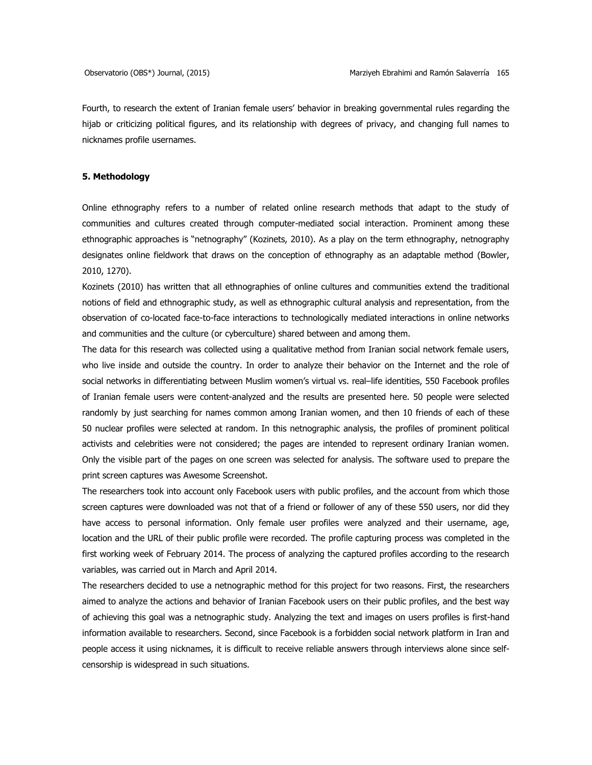Fourth, to research the extent of Iranian female users' behavior in breaking governmental rules regarding the hijab or criticizing political figures, and its relationship with degrees of privacy, and changing full names to nicknames profile usernames.

## 5. Methodology

Online ethnography refers to a number of related online research methods that adapt to the study of communities and cultures created through computer-mediated social interaction. Prominent among these ethnographic approaches is "netnography" (Kozinets, 2010). As a play on the term ethnography, netnography designates online fieldwork that draws on the conception of ethnography as an adaptable method (Bowler, 2010, 1270).

Kozinets (2010) has written that all ethnographies of online cultures and communities extend the traditional notions of field and ethnographic study, as well as ethnographic cultural analysis and representation, from the observation of co-located face-to-face interactions to technologically mediated interactions in online networks and communities and the culture (or cyberculture) shared between and among them.

The data for this research was collected using a qualitative method from Iranian social network female users, who live inside and outside the country. In order to analyze their behavior on the Internet and the role of social networks in differentiating between Muslim women's virtual vs. real–life identities, 550 Facebook profiles of Iranian female users were content-analyzed and the results are presented here. 50 people were selected randomly by just searching for names common among Iranian women, and then 10 friends of each of these 50 nuclear profiles were selected at random. In this netnographic analysis, the profiles of prominent political activists and celebrities were not considered; the pages are intended to represent ordinary Iranian women. Only the visible part of the pages on one screen was selected for analysis. The software used to prepare the print screen captures was Awesome Screenshot.

The researchers took into account only Facebook users with public profiles, and the account from which those screen captures were downloaded was not that of a friend or follower of any of these 550 users, nor did they have access to personal information. Only female user profiles were analyzed and their username, age, location and the URL of their public profile were recorded. The profile capturing process was completed in the first working week of February 2014. The process of analyzing the captured profiles according to the research variables, was carried out in March and April 2014.

The researchers decided to use a netnographic method for this project for two reasons. First, the researchers aimed to analyze the actions and behavior of Iranian Facebook users on their public profiles, and the best way of achieving this goal was a netnographic study. Analyzing the text and images on users profiles is first-hand information available to researchers. Second, since Facebook is a forbidden social network platform in Iran and people access it using nicknames, it is difficult to receive reliable answers through interviews alone since self-censorship is widespread in such situations.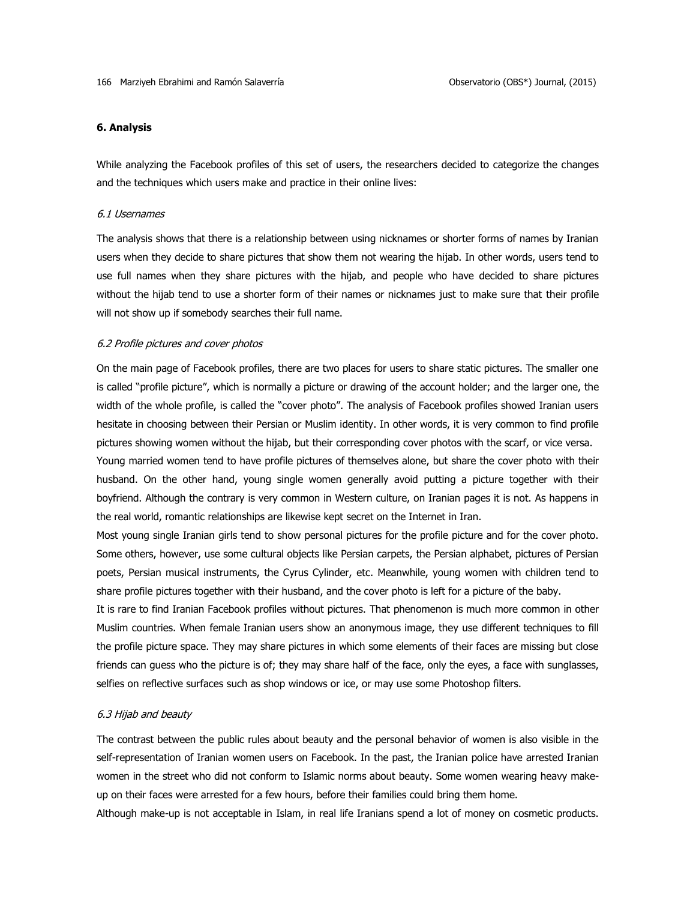## 6. Analysis

While analyzing the Facebook profiles of this set of users, the researchers decided to categorize the changes and the techniques which users make and practice in their online lives:

### *6.1 Usernames*

The analysis shows that there is a relationship between using nicknames or shorter forms of names by Iranian users when they decide to share pictures that show them not wearing the hijab. In other words, users tend to use full names when they share pictures with the hijab, and people who have decided to share pictures without the hijab tend to use a shorter form of their names or nicknames just to make sure that their profile will not show up if somebody searches their full name.

### *6.2 Profile pictures and cover photos*

On the main page of Facebook profiles, there are two places for users to share static pictures. The smaller one is called "profile picture", which is normally a picture or drawing of the account holder; and the larger one, the width of the whole profile, is called the "cover photo". The analysis of Facebook profiles showed Iranian users hesitate in choosing between their Persian or Muslim identity. In other words, it is very common to find profile pictures showing women without the hijab, but their corresponding cover photos with the scarf, or vice versa.

Young married women tend to have profile pictures of themselves alone, but share the cover photo with their husband. On the other hand, young single women generally avoid putting a picture together with their boyfriend. Although the contrary is very common in Western culture, on Iranian pages it is not. As happens in the real world, romantic relationships are likewise kept secret on the Internet in Iran.

Most young single Iranian girls tend to show personal pictures for the profile picture and for the cover photo. Some others, however, use some cultural objects like Persian carpets, the Persian alphabet, pictures of Persian poets, Persian musical instruments, the Cyrus Cylinder, etc. Meanwhile, young women with children tend to share profile pictures together with their husband, and the cover photo is left for a picture of the baby.

It is rare to find Iranian Facebook profiles without pictures. That phenomenon is much more common in other Muslim countries. When female Iranian users show an anonymous image, they use different techniques to fill the profile picture space. They may share pictures in which some elements of their faces are missing but close friends can guess who the picture is of; they may share half of the face, only the eyes, a face with sunglasses, selfies on reflective surfaces such as shop windows or ice, or may use some Photoshop filters.

### *6.3 Hijab and beauty*

The contrast between the public rules about beauty and the personal behavior of women is also visible in the self-representation of Iranian women users on Facebook. In the past, the Iranian police have arrested Iranian women in the street who did not conform to Islamic norms about beauty. Some women wearing heavy make-up on their faces were arrested for a few hours, before their families could bring them home.

Although make-up is not acceptable in Islam, in real life Iranians spend a lot of money on cosmetic products.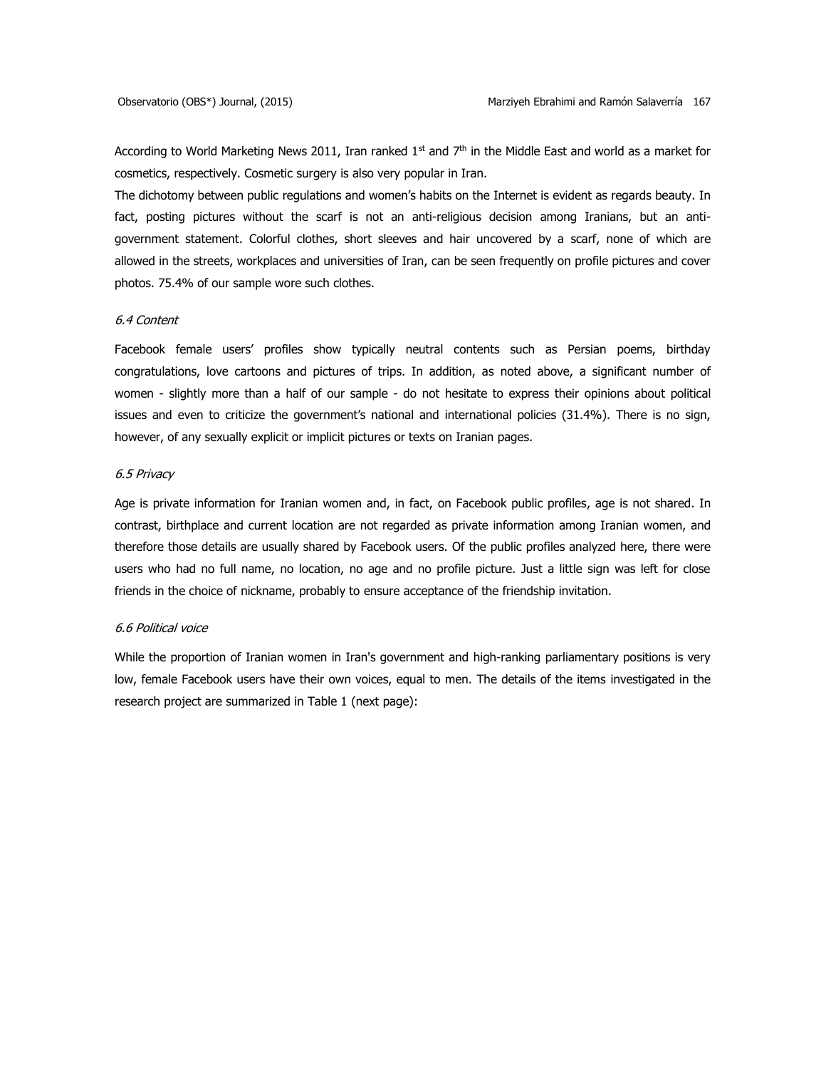According to World Marketing News 2011, Iran ranked 1st and 7th in the Middle East and world as a market for cosmetics, respectively. Cosmetic surgery is also very popular in Iran.

The dichotomy between public regulations and women's habits on the Internet is evident as regards beauty. In fact, posting pictures without the scarf is not an anti-religious decision among Iranians, but an anti-government statement. Colorful clothes, short sleeves and hair uncovered by a scarf, none of which are allowed in the streets, workplaces and universities of Iran, can be seen frequently on profile pictures and cover photos. 75.4% of our sample wore such clothes.

### *6.4 Content*

Facebook female users' profiles show typically neutral contents such as Persian poems, birthday congratulations, love cartoons and pictures of trips. In addition, as noted above, a significant number of women - slightly more than a half of our sample - do not hesitate to express their opinions about political issues and even to criticize the government's national and international policies (31.4%). There is no sign, however, of any sexually explicit or implicit pictures or texts on Iranian pages.

### *6.5 Privacy*

Age is private information for Iranian women and, in fact, on Facebook public profiles, age is not shared. In contrast, birthplace and current location are not regarded as private information among Iranian women, and therefore those details are usually shared by Facebook users. Of the public profiles analyzed here, there were users who had no full name, no location, no age and no profile picture. Just a little sign was left for close friends in the choice of nickname, probably to ensure acceptance of the friendship invitation.

### *6.6 Political voice*

While the proportion of Iranian women in Iran's government and high-ranking parliamentary positions is very low, female Facebook users have their own voices, equal to men. The details of the items investigated in the research project are summarized in Table 1 (next page):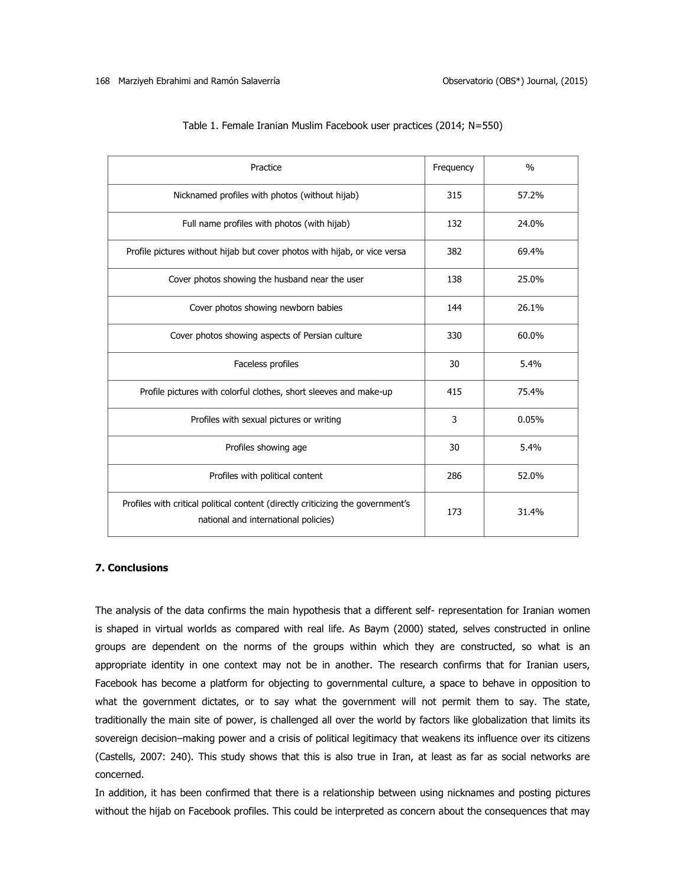Table 1. Female Iranian Muslim Facebook user practices (2014; N=550)

| Practice | Frequency | % |
|---|---|---|
| Nicknamed profiles with photos (without hijab) | 315 | 57.2% |
| Full name profiles with photos (with hijab) | 132 | 24.0% |
| Profile pictures without hijab but cover photos with hijab, or vice versa | 382 | 69.4% |
| Cover photos showing the husband near the user | 138 | 25.0% |
| Cover photos showing newborn babies | 144 | 26.1% |
| Cover photos showing aspects of Persian culture | 330 | 60.0% |
| Faceless profiles | 30 | 5.4% |
| Profile pictures with colorful clothes, short sleeves and make-up | 415 | 75.4% |
| Profiles with sexual pictures or writing | 3 | 0.05% |
| Profiles showing age | 30 | 5.4% |
| Profiles with political content | 286 | 52.0% |
| Profiles with critical political content (directly criticizing the government's national and international policies) | 173 | 31.4% |

**7. Conclusions**

The analysis of the data confirms the main hypothesis that a different self- representation for Iranian women is shaped in virtual worlds as compared with real life. As Baym (2000) stated, selves constructed in online groups are dependent on the norms of the groups within which they are constructed, so what is an appropriate identity in one context may not be in another. The research confirms that for Iranian users, Facebook has become a platform for objecting to governmental culture, a space to behave in opposition to what the government dictates, or to say what the government will not permit them to say. The state, traditionally the main site of power, is challenged all over the world by factors like globalization that limits its sovereign decision–making power and a crisis of political legitimacy that weakens its influence over its citizens (Castells, 2007: 240). This study shows that this is also true in Iran, at least as far as social networks are concerned.

In addition, it has been confirmed that there is a relationship between using nicknames and posting pictures without the hijab on Facebook profiles. This could be interpreted as concern about the consequences that may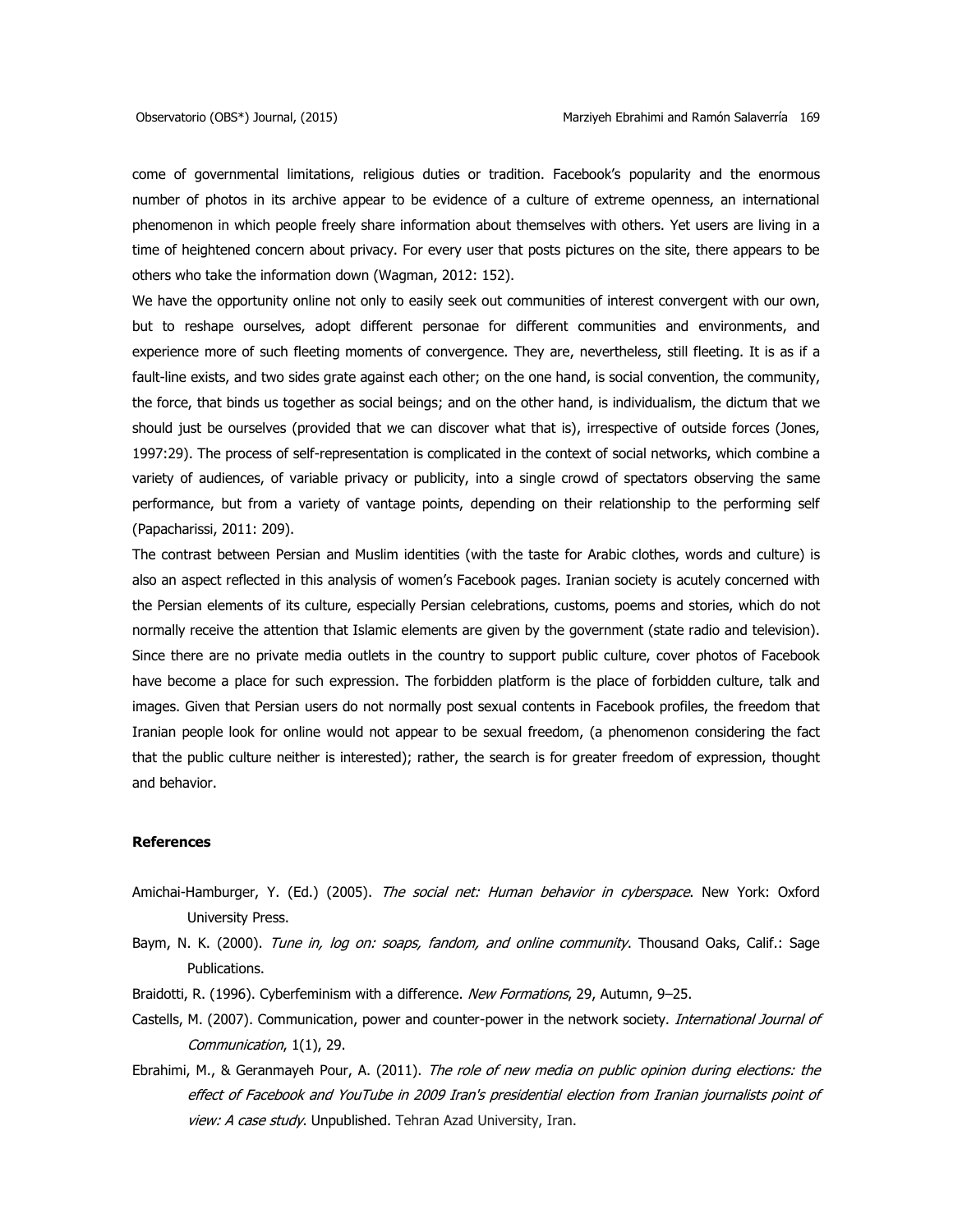come of governmental limitations, religious duties or tradition. Facebook's popularity and the enormous number of photos in its archive appear to be evidence of a culture of extreme openness, an international phenomenon in which people freely share information about themselves with others. Yet users are living in a time of heightened concern about privacy. For every user that posts pictures on the site, there appears to be others who take the information down (Wagman, 2012: 152).

We have the opportunity online not only to easily seek out communities of interest convergent with our own, but to reshape ourselves, adopt different personae for different communities and environments, and experience more of such fleeting moments of convergence. They are, nevertheless, still fleeting. It is as if a fault-line exists, and two sides grate against each other; on the one hand, is social convention, the community, the force, that binds us together as social beings; and on the other hand, is individualism, the dictum that we should just be ourselves (provided that we can discover what that is), irrespective of outside forces (Jones, 1997:29). The process of self-representation is complicated in the context of social networks, which combine a variety of audiences, of variable privacy or publicity, into a single crowd of spectators observing the same performance, but from a variety of vantage points, depending on their relationship to the performing self (Papacharissi, 2011: 209).

The contrast between Persian and Muslim identities (with the taste for Arabic clothes, words and culture) is also an aspect reflected in this analysis of women's Facebook pages. Iranian society is acutely concerned with the Persian elements of its culture, especially Persian celebrations, customs, poems and stories, which do not normally receive the attention that Islamic elements are given by the government (state radio and television). Since there are no private media outlets in the country to support public culture, cover photos of Facebook have become a place for such expression. The forbidden platform is the place of forbidden culture, talk and images. Given that Persian users do not normally post sexual contents in Facebook profiles, the freedom that Iranian people look for online would not appear to be sexual freedom, (a phenomenon considering the fact that the public culture neither is interested); rather, the search is for greater freedom of expression, thought and behavior.

**References**

Amichai-Hamburger, Y. (Ed.) (2005). *The social net: Human behavior in cyberspace*. New York: Oxford University Press.

Baym, N. K. (2000). *Tune in, log on: soaps, fandom, and online community*. Thousand Oaks, Calif.: Sage Publications.

Braidotti, R. (1996). Cyberfeminism with a difference. *New Formations*, 29, Autumn, 9–25.

Castells, M. (2007). Communication, power and counter-power in the network society. *International Journal of Communication*, 1(1), 29.

Ebrahimi, M., & Geranmayeh Pour, A. (2011). *The role of new media on public opinion during elections: the effect of Facebook and YouTube in 2009 Iran's presidential election from Iranian journalists point of view: A case study*. Unpublished. Tehran Azad University, Iran.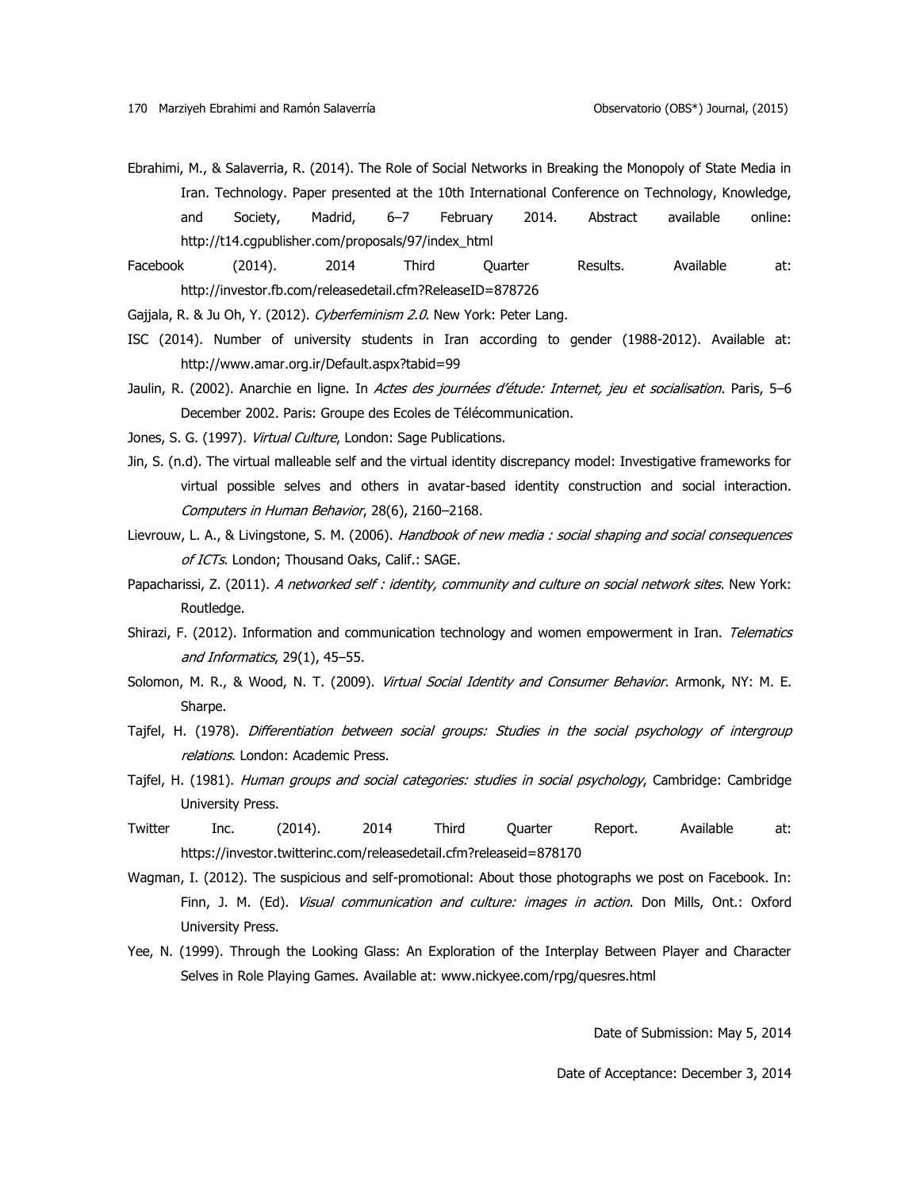Ebrahimi, M., & Salaverria, R. (2014). The Role of Social Networks in Breaking the Monopoly of State Media in Iran. Technology. Paper presented at the 10th International Conference on Technology, Knowledge, and Society, Madrid, 6–7 February 2014. Abstract available online: http://t14.cgpublisher.com/proposals/97/index_html

Facebook (2014). 2014 Third Quarter Results. Available at: http://investor.fb.com/releasedetail.cfm?ReleaseID=878726

Gajjala, R. & Ju Oh, Y. (2012). *Cyberfeminism 2.0*. New York: Peter Lang.

ISC (2014). Number of university students in Iran according to gender (1988-2012). Available at: http://www.amar.org.ir/Default.aspx?tabid=99

Jaulin, R. (2002). Anarchie en ligne. In *Actes des journées d'étude: Internet, jeu et socialisation*. Paris, 5–6 December 2002. Paris: Groupe des Ecoles de Télécommunication.

Jones, S. G. (1997). *Virtual Culture*, London: Sage Publications.

Jin, S. (n.d). The virtual malleable self and the virtual identity discrepancy model: Investigative frameworks for virtual possible selves and others in avatar-based identity construction and social interaction. *Computers in Human Behavior*, 28(6), 2160–2168.

Lievrouw, L. A., & Livingstone, S. M. (2006). *Handbook of new media : social shaping and social consequences of ICTs*. London; Thousand Oaks, Calif.: SAGE.

Papacharissi, Z. (2011). *A networked self : identity, community and culture on social network sites*. New York: Routledge.

Shirazi, F. (2012). Information and communication technology and women empowerment in Iran. *Telematics and Informatics*, 29(1), 45–55.

Solomon, M. R., & Wood, N. T. (2009). *Virtual Social Identity and Consumer Behavior*. Armonk, NY: M. E. Sharpe.

Tajfel, H. (1978). *Differentiation between social groups: Studies in the social psychology of intergroup relations*. London: Academic Press.

Tajfel, H. (1981). *Human groups and social categories: studies in social psychology*, Cambridge: Cambridge University Press.

Twitter Inc. (2014). 2014 Third Quarter Report. Available at: https://investor.twitterinc.com/releasedetail.cfm?releaseid=878170

Wagman, I. (2012). The suspicious and self-promotional: About those photographs we post on Facebook. In: Finn, J. M. (Ed). *Visual communication and culture: images in action*. Don Mills, Ont.: Oxford University Press.

Yee, N. (1999). Through the Looking Glass: An Exploration of the Interplay Between Player and Character Selves in Role Playing Games. Available at: www.nickyee.com/rpg/quesres.html

Date of Submission: May 5, 2014

Date of Acceptance: December 3, 2014